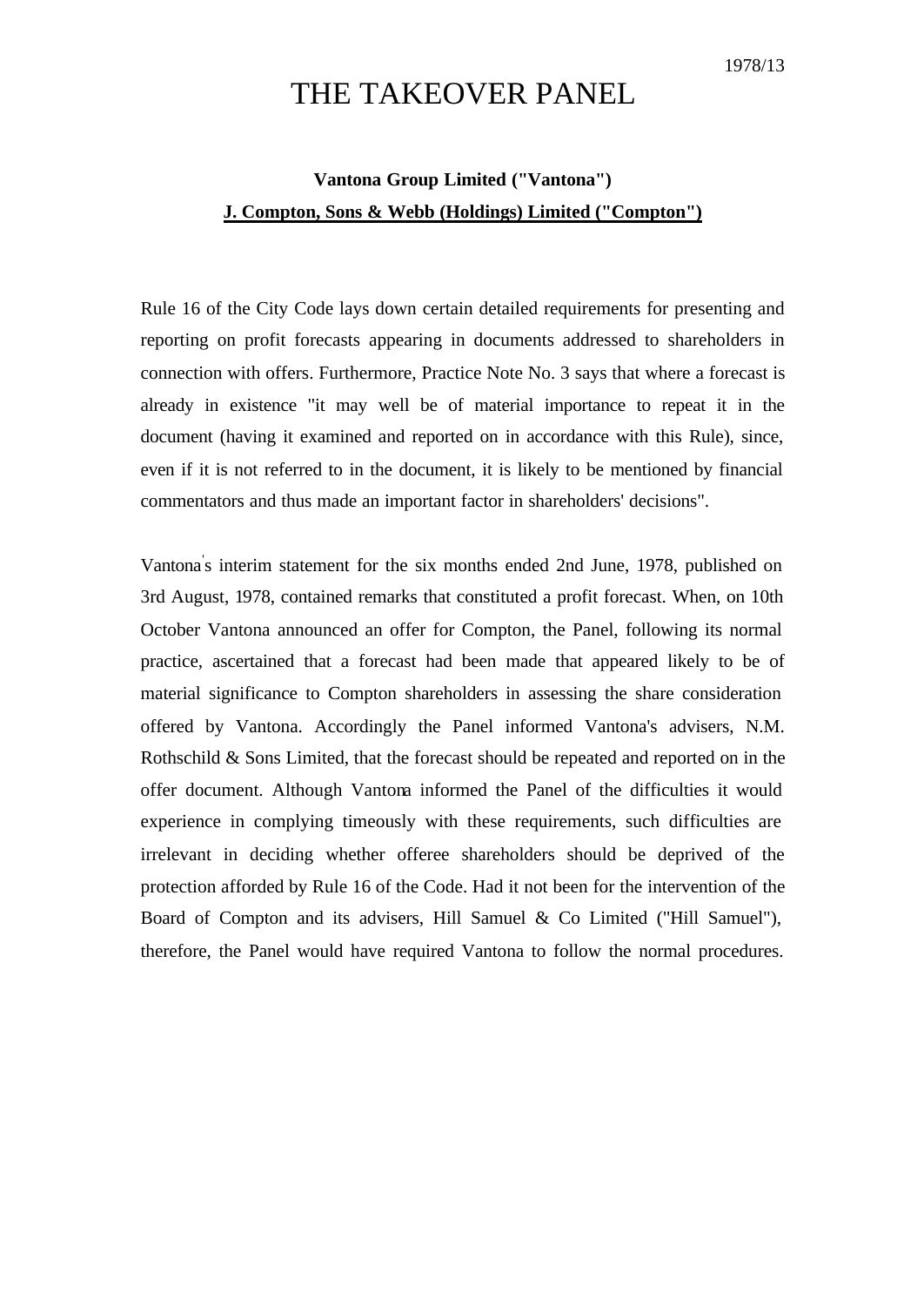1978/13

# THE TAKEOVER PANEL

**Vantona Group Limited ("Vantona")**

**J. Compton, Sons & Webb (Holdings) Limited ("Compton")**

Rule 16 of the City Code lays down certain detailed requirements for presenting and reporting on profit forecasts appearing in documents addressed to shareholders in connection with offers. Furthermore, Practice Note No. 3 says that where a forecast is already in existence "it may well be of material importance to repeat it in the document (having it examined and reported on in accordance with this Rule), since, even if it is not referred to in the document, it is likely to be mentioned by financial commentators and thus made an important factor in shareholders' decisions".

Vantona's interim statement for the six months ended 2nd June, 1978, published on 3rd August, 1978, contained remarks that constituted a profit forecast. When, on 10th October Vantona announced an offer for Compton, the Panel, following its normal practice, ascertained that a forecast had been made that appeared likely to be of material significance to Compton shareholders in assessing the share consideration offered by Vantona. Accordingly the Panel informed Vantona's advisers, N.M. Rothschild & Sons Limited, that the forecast should be repeated and reported on in the offer document. Although Vantona informed the Panel of the difficulties it would experience in complying timeously with these requirements, such difficulties are irrelevant in deciding whether offeree shareholders should be deprived of the protection afforded by Rule 16 of the Code. Had it not been for the intervention of the Board of Compton and its advisers, Hill Samuel & Co Limited ("Hill Samuel"), therefore, the Panel would have required Vantona to follow the normal procedures.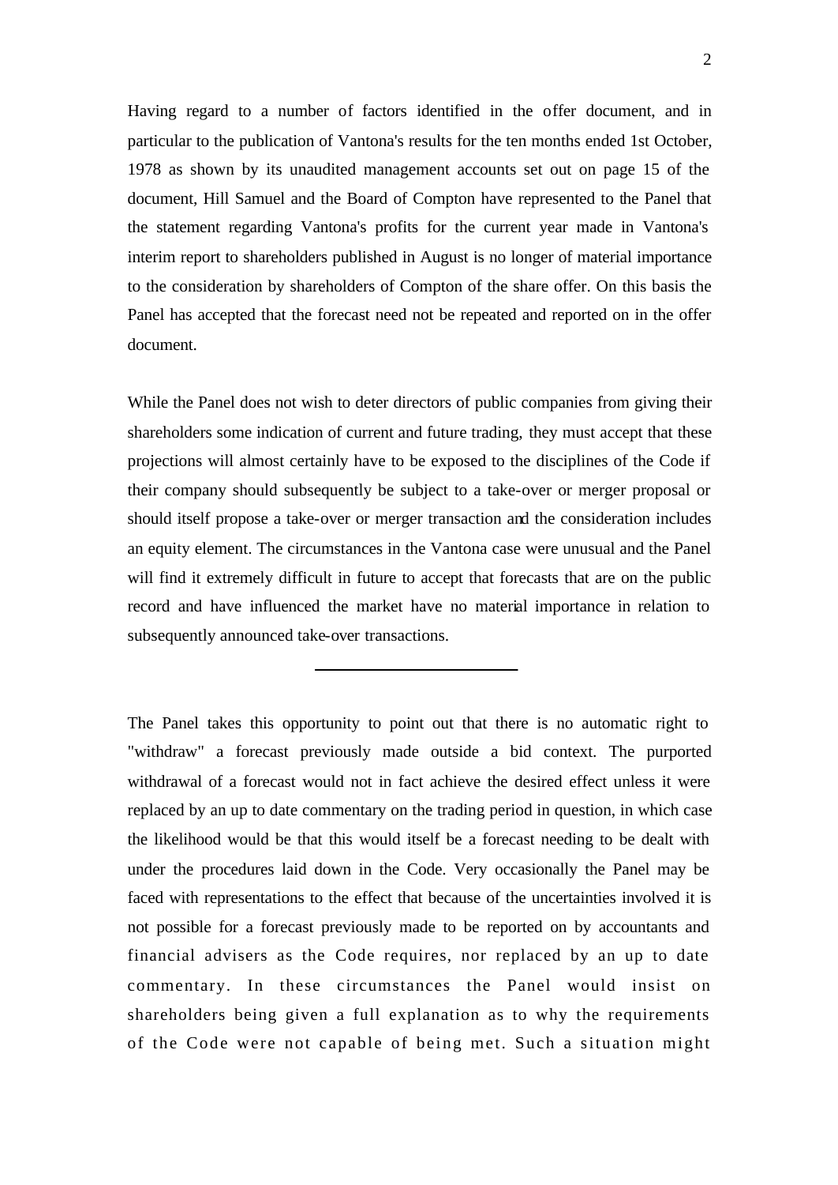Having regard to a number of factors identified in the offer document, and in particular to the publication of Vantona's results for the ten months ended 1st October, 1978 as shown by its unaudited management accounts set out on page 15 of the document, Hill Samuel and the Board of Compton have represented to the Panel that the statement regarding Vantona's profits for the current year made in Vantona's interim report to shareholders published in August is no longer of material importance to the consideration by shareholders of Compton of the share offer. On this basis the Panel has accepted that the forecast need not be repeated and reported on in the offer document.

While the Panel does not wish to deter directors of public companies from giving their shareholders some indication of current and future trading, they must accept that these projections will almost certainly have to be exposed to the disciplines of the Code if their company should subsequently be subject to a take-over or merger proposal or should itself propose a take-over or merger transaction and the consideration includes an equity element. The circumstances in the Vantona case were unusual and the Panel will find it extremely difficult in future to accept that forecasts that are on the public record and have influenced the market have no material importance in relation to subsequently announced take-over transactions.

---

The Panel takes this opportunity to point out that there is no automatic right to "withdraw" a forecast previously made outside a bid context. The purported withdrawal of a forecast would not in fact achieve the desired effect unless it were replaced by an up to date commentary on the trading period in question, in which case the likelihood would be that this would itself be a forecast needing to be dealt with under the procedures laid down in the Code. Very occasionally the Panel may be faced with representations to the effect that because of the uncertainties involved it is not possible for a forecast previously made to be reported on by accountants and financial advisers as the Code requires, nor replaced by an up to date commentary. In these circumstances the Panel would insist on shareholders being given a full explanation as to why the requirements of the Code were not capable of being met. Such a situation might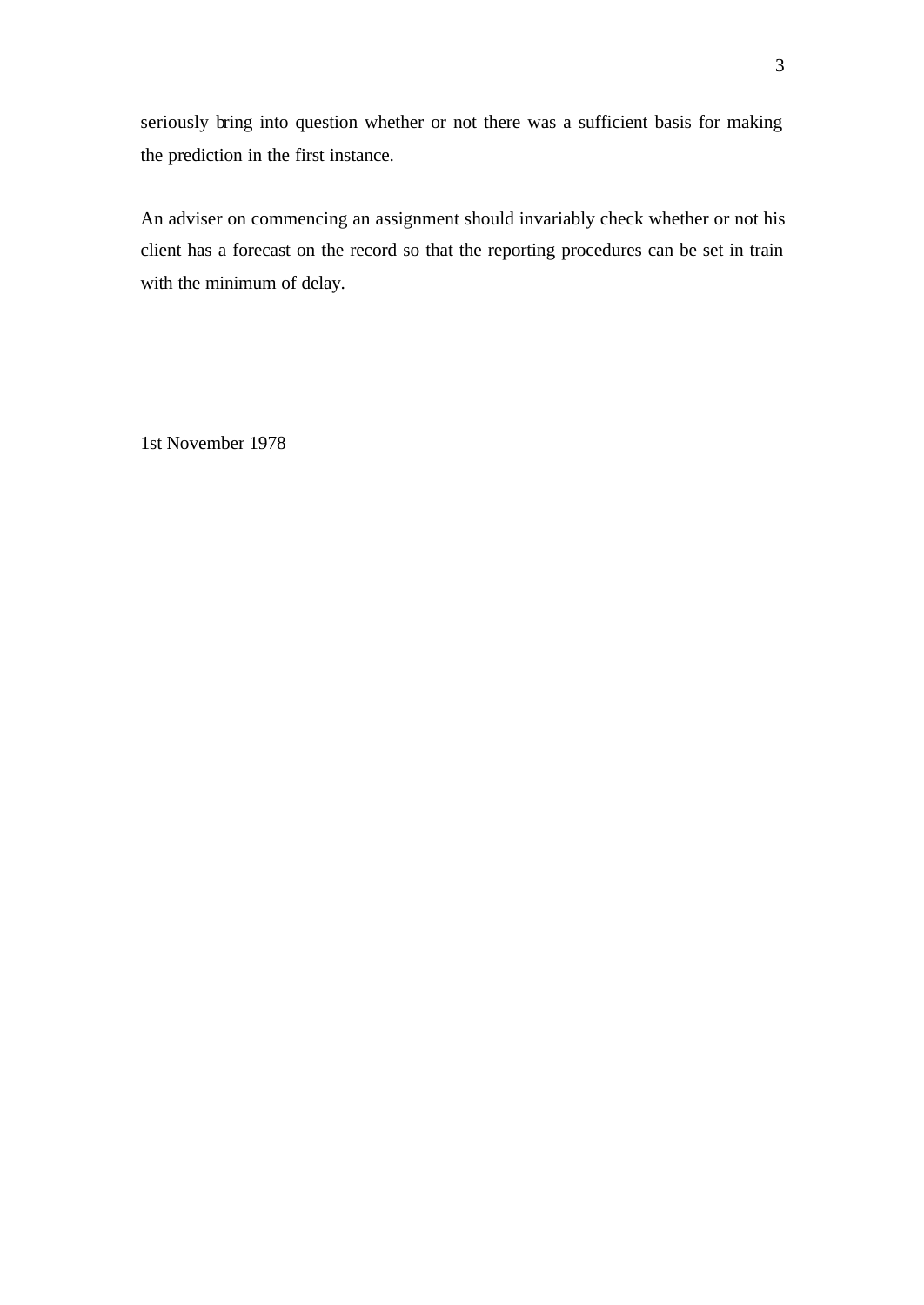seriously bring into question whether or not there was a sufficient basis for making the prediction in the first instance.

An adviser on commencing an assignment should invariably check whether or not his client has a forecast on the record so that the reporting procedures can be set in train with the minimum of delay.

1st November 1978